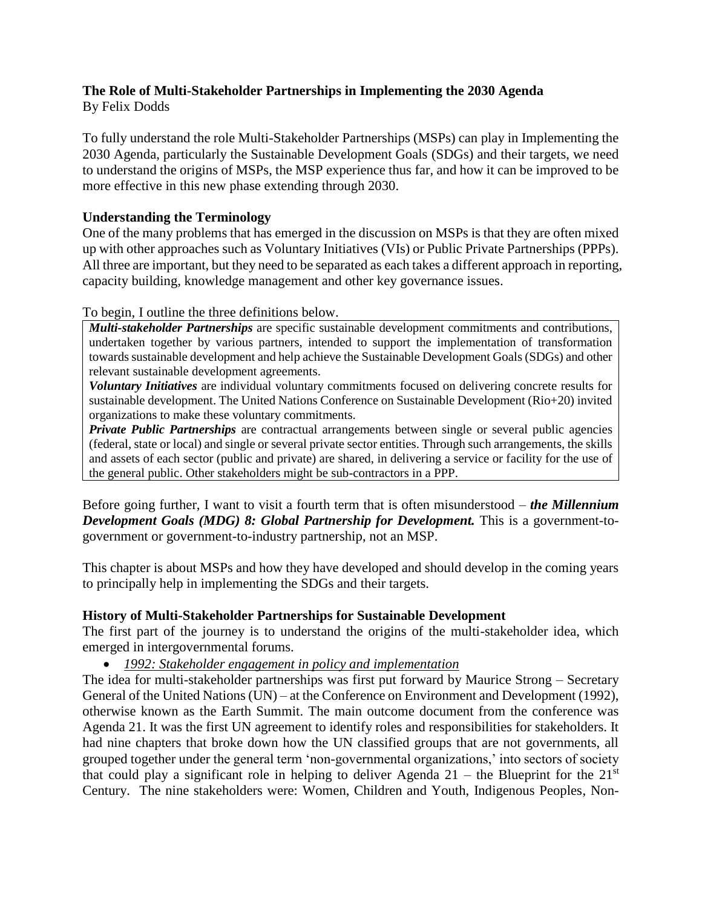# The Role of Multi-Stakeholder Partnerships in Implementing the 2030 Agenda

By Felix Dodds

To fully understand the role Multi-Stakeholder Partnerships (MSPs) can play in Implementing the 2030 Agenda, particularly the Sustainable Development Goals (SDGs) and their targets, we need to understand the origins of MSPs, the MSP experience thus far, and how it can be improved to be more effective in this new phase extending through 2030.

## Understanding the Terminology

One of the many problems that has emerged in the discussion on MSPs is that they are often mixed up with other approaches such as Voluntary Initiatives (VIs) or Public Private Partnerships (PPPs). All three are important, but they need to be separated as each takes a different approach in reporting, capacity building, knowledge management and other key governance issues.

To begin, I outline the three definitions below.

> ***Multi-stakeholder Partnerships*** are specific sustainable development commitments and contributions, undertaken together by various partners, intended to support the implementation of transformation towards sustainable development and help achieve the Sustainable Development Goals (SDGs) and other relevant sustainable development agreements.
>
> ***Voluntary Initiatives*** are individual voluntary commitments focused on delivering concrete results for sustainable development. The United Nations Conference on Sustainable Development (Rio+20) invited organizations to make these voluntary commitments.
>
> ***Private Public Partnerships*** are contractual arrangements between single or several public agencies (federal, state or local) and single or several private sector entities. Through such arrangements, the skills and assets of each sector (public and private) are shared, in delivering a service or facility for the use of the general public. Other stakeholders might be sub-contractors in a PPP.

Before going further, I want to visit a fourth term that is often misunderstood – ***the Millennium Development Goals (MDG) 8: Global Partnership for Development.*** This is a government-to-government or government-to-industry partnership, not an MSP.

This chapter is about MSPs and how they have developed and should develop in the coming years to principally help in implementing the SDGs and their targets.

## History of Multi-Stakeholder Partnerships for Sustainable Development

The first part of the journey is to understand the origins of the multi-stakeholder idea, which emerged in intergovernmental forums.

- *1992: Stakeholder engagement in policy and implementation*

The idea for multi-stakeholder partnerships was first put forward by Maurice Strong – Secretary General of the United Nations (UN) – at the Conference on Environment and Development (1992), otherwise known as the Earth Summit. The main outcome document from the conference was Agenda 21. It was the first UN agreement to identify roles and responsibilities for stakeholders. It had nine chapters that broke down how the UN classified groups that are not governments, all grouped together under the general term 'non-governmental organizations,' into sectors of society that could play a significant role in helping to deliver Agenda 21 – the Blueprint for the 21st Century. The nine stakeholders were: Women, Children and Youth, Indigenous Peoples, Non-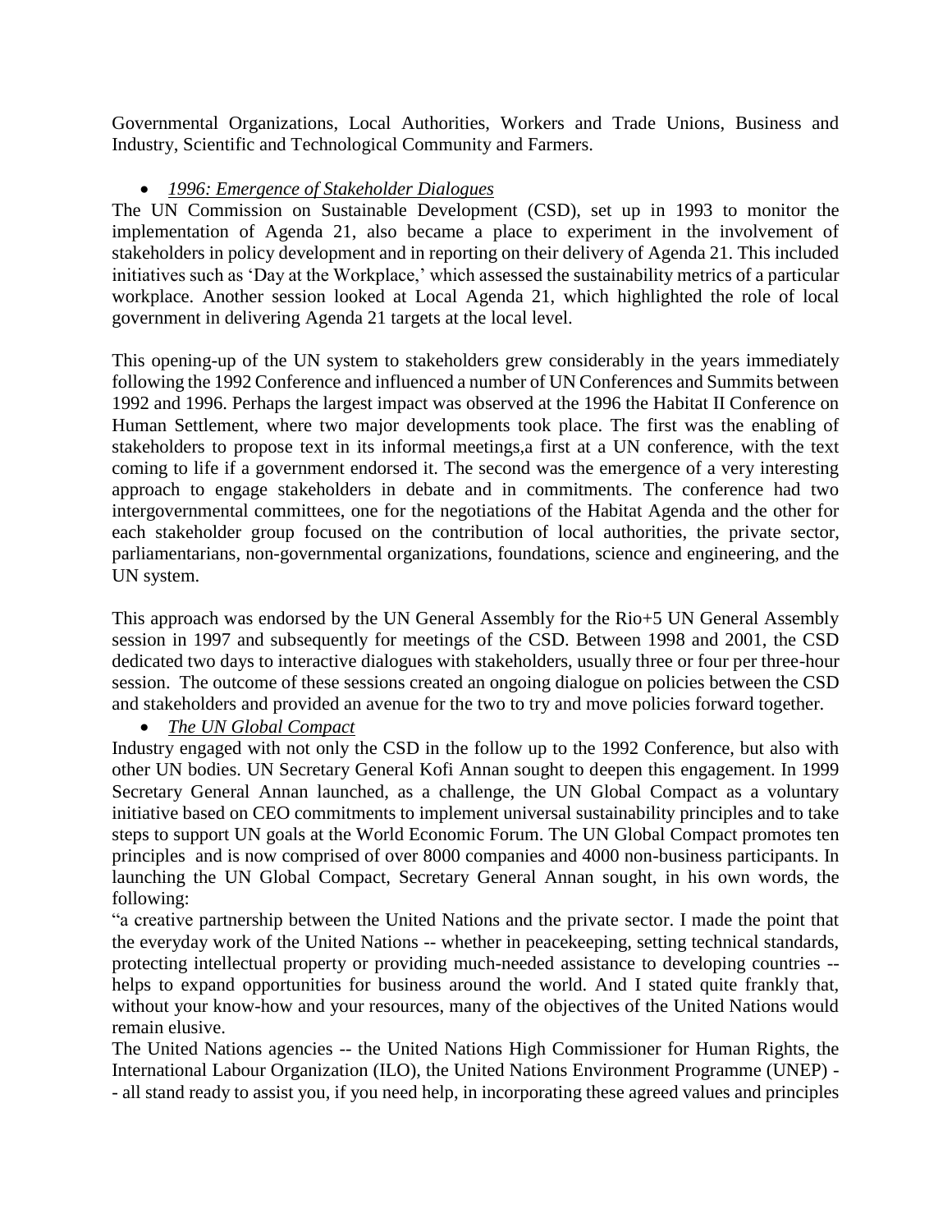Governmental Organizations, Local Authorities, Workers and Trade Unions, Business and Industry, Scientific and Technological Community and Farmers.

- *1996: Emergence of Stakeholder Dialogues*

The UN Commission on Sustainable Development (CSD), set up in 1993 to monitor the implementation of Agenda 21, also became a place to experiment in the involvement of stakeholders in policy development and in reporting on their delivery of Agenda 21. This included initiatives such as 'Day at the Workplace,' which assessed the sustainability metrics of a particular workplace. Another session looked at Local Agenda 21, which highlighted the role of local government in delivering Agenda 21 targets at the local level.

This opening-up of the UN system to stakeholders grew considerably in the years immediately following the 1992 Conference and influenced a number of UN Conferences and Summits between 1992 and 1996. Perhaps the largest impact was observed at the 1996 the Habitat II Conference on Human Settlement, where two major developments took place. The first was the enabling of stakeholders to propose text in its informal meetings,a first at a UN conference, with the text coming to life if a government endorsed it. The second was the emergence of a very interesting approach to engage stakeholders in debate and in commitments. The conference had two intergovernmental committees, one for the negotiations of the Habitat Agenda and the other for each stakeholder group focused on the contribution of local authorities, the private sector, parliamentarians, non-governmental organizations, foundations, science and engineering, and the UN system.

This approach was endorsed by the UN General Assembly for the Rio+5 UN General Assembly session in 1997 and subsequently for meetings of the CSD. Between 1998 and 2001, the CSD dedicated two days to interactive dialogues with stakeholders, usually three or four per three-hour session. The outcome of these sessions created an ongoing dialogue on policies between the CSD and stakeholders and provided an avenue for the two to try and move policies forward together.

- *The UN Global Compact*

Industry engaged with not only the CSD in the follow up to the 1992 Conference, but also with other UN bodies. UN Secretary General Kofi Annan sought to deepen this engagement. In 1999 Secretary General Annan launched, as a challenge, the UN Global Compact as a voluntary initiative based on CEO commitments to implement universal sustainability principles and to take steps to support UN goals at the World Economic Forum. The UN Global Compact promotes ten principles and is now comprised of over 8000 companies and 4000 non-business participants. In launching the UN Global Compact, Secretary General Annan sought, in his own words, the following:

"a creative partnership between the United Nations and the private sector. I made the point that the everyday work of the United Nations -- whether in peacekeeping, setting technical standards, protecting intellectual property or providing much-needed assistance to developing countries -- helps to expand opportunities for business around the world. And I stated quite frankly that, without your know-how and your resources, many of the objectives of the United Nations would remain elusive.

The United Nations agencies -- the United Nations High Commissioner for Human Rights, the International Labour Organization (ILO), the United Nations Environment Programme (UNEP) -- all stand ready to assist you, if you need help, in incorporating these agreed values and principles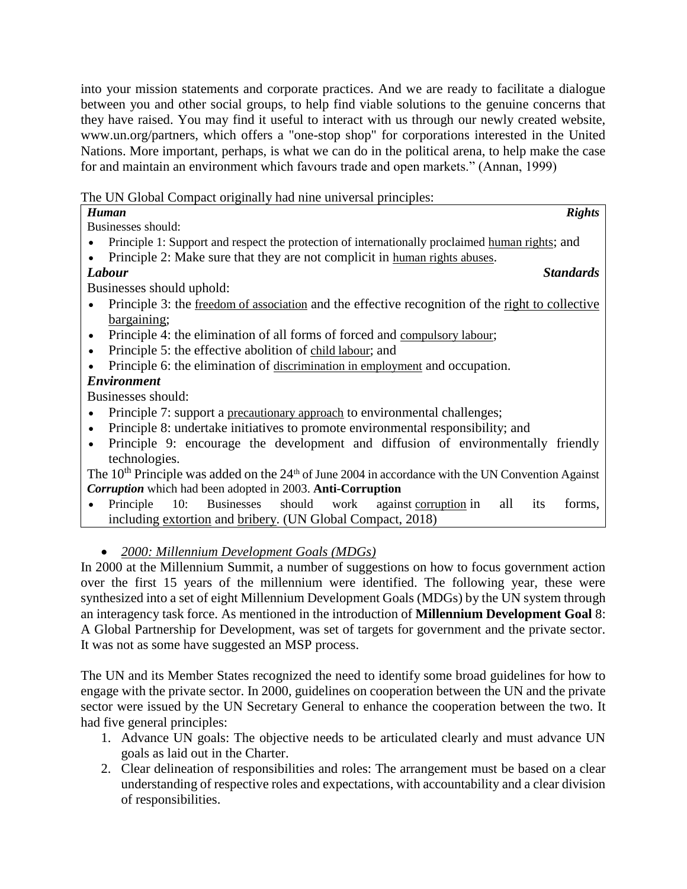into your mission statements and corporate practices. And we are ready to facilitate a dialogue between you and other social groups, to help find viable solutions to the genuine concerns that they have raised. You may find it useful to interact with us through our newly created website, www.un.org/partners, which offers a "one-stop shop" for corporations interested in the United Nations. More important, perhaps, is what we can do in the political arena, to help make the case for and maintain an environment which favours trade and open markets." (Annan, 1999)

The UN Global Compact originally had nine universal principles:

***Human Rights***

Businesses should:

- Principle 1: Support and respect the protection of internationally proclaimed human rights; and
- Principle 2: Make sure that they are not complicit in human rights abuses.

***Labour Standards***

Businesses should uphold:

- Principle 3: the freedom of association and the effective recognition of the right to collective bargaining;
- Principle 4: the elimination of all forms of forced and compulsory labour;
- Principle 5: the effective abolition of child labour; and
- Principle 6: the elimination of discrimination in employment and occupation.

***Environment***

Businesses should:

- Principle 7: support a precautionary approach to environmental challenges;
- Principle 8: undertake initiatives to promote environmental responsibility; and
- Principle 9: encourage the development and diffusion of environmentally friendly technologies.

The 10th Principle was added on the 24th of June 2004 in accordance with the UN Convention Against ***Corruption*** which had been adopted in 2003. **Anti-Corruption**

- Principle 10: Businesses should work against corruption in all its forms, including extortion and bribery. (UN Global Compact, 2018)

- *2000: Millennium Development Goals (MDGs)*

In 2000 at the Millennium Summit, a number of suggestions on how to focus government action over the first 15 years of the millennium were identified. The following year, these were synthesized into a set of eight Millennium Development Goals (MDGs) by the UN system through an interagency task force. As mentioned in the introduction of **Millennium Development Goal** 8: A Global Partnership for Development, was set of targets for government and the private sector. It was not as some have suggested an MSP process.

The UN and its Member States recognized the need to identify some broad guidelines for how to engage with the private sector. In 2000, guidelines on cooperation between the UN and the private sector were issued by the UN Secretary General to enhance the cooperation between the two. It had five general principles:

1. Advance UN goals: The objective needs to be articulated clearly and must advance UN goals as laid out in the Charter.
2. Clear delineation of responsibilities and roles: The arrangement must be based on a clear understanding of respective roles and expectations, with accountability and a clear division of responsibilities.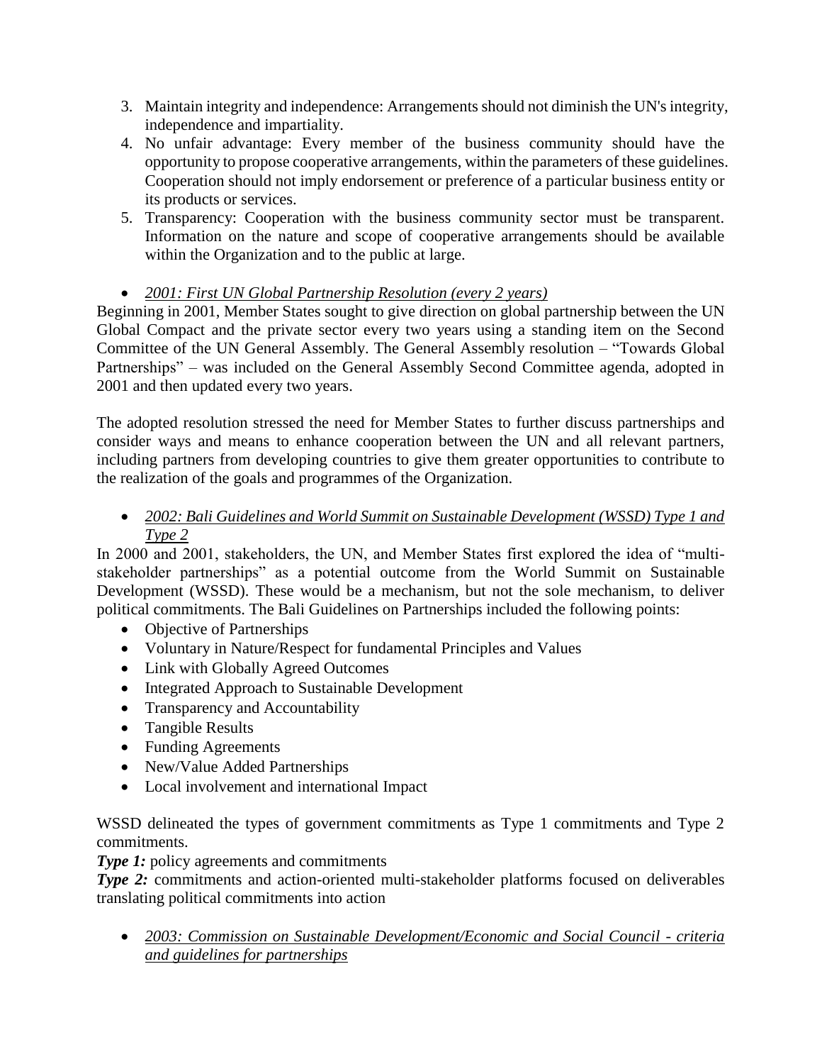3. Maintain integrity and independence: Arrangements should not diminish the UN's integrity, independence and impartiality.
4. No unfair advantage: Every member of the business community should have the opportunity to propose cooperative arrangements, within the parameters of these guidelines. Cooperation should not imply endorsement or preference of a particular business entity or its products or services.
5. Transparency: Cooperation with the business community sector must be transparent. Information on the nature and scope of cooperative arrangements should be available within the Organization and to the public at large.

- *2001: First UN Global Partnership Resolution (every 2 years)*

Beginning in 2001, Member States sought to give direction on global partnership between the UN Global Compact and the private sector every two years using a standing item on the Second Committee of the UN General Assembly. The General Assembly resolution – "Towards Global Partnerships" – was included on the General Assembly Second Committee agenda, adopted in 2001 and then updated every two years.

The adopted resolution stressed the need for Member States to further discuss partnerships and consider ways and means to enhance cooperation between the UN and all relevant partners, including partners from developing countries to give them greater opportunities to contribute to the realization of the goals and programmes of the Organization.

- *2002: Bali Guidelines and World Summit on Sustainable Development (WSSD) Type 1 and Type 2*

In 2000 and 2001, stakeholders, the UN, and Member States first explored the idea of "multi-stakeholder partnerships" as a potential outcome from the World Summit on Sustainable Development (WSSD). These would be a mechanism, but not the sole mechanism, to deliver political commitments. The Bali Guidelines on Partnerships included the following points:

- Objective of Partnerships
- Voluntary in Nature/Respect for fundamental Principles and Values
- Link with Globally Agreed Outcomes
- Integrated Approach to Sustainable Development
- Transparency and Accountability
- Tangible Results
- Funding Agreements
- New/Value Added Partnerships
- Local involvement and international Impact

WSSD delineated the types of government commitments as Type 1 commitments and Type 2 commitments.

***Type 1:*** policy agreements and commitments

***Type 2:*** commitments and action-oriented multi-stakeholder platforms focused on deliverables translating political commitments into action

- *2003: Commission on Sustainable Development/Economic and Social Council - criteria and guidelines for partnerships*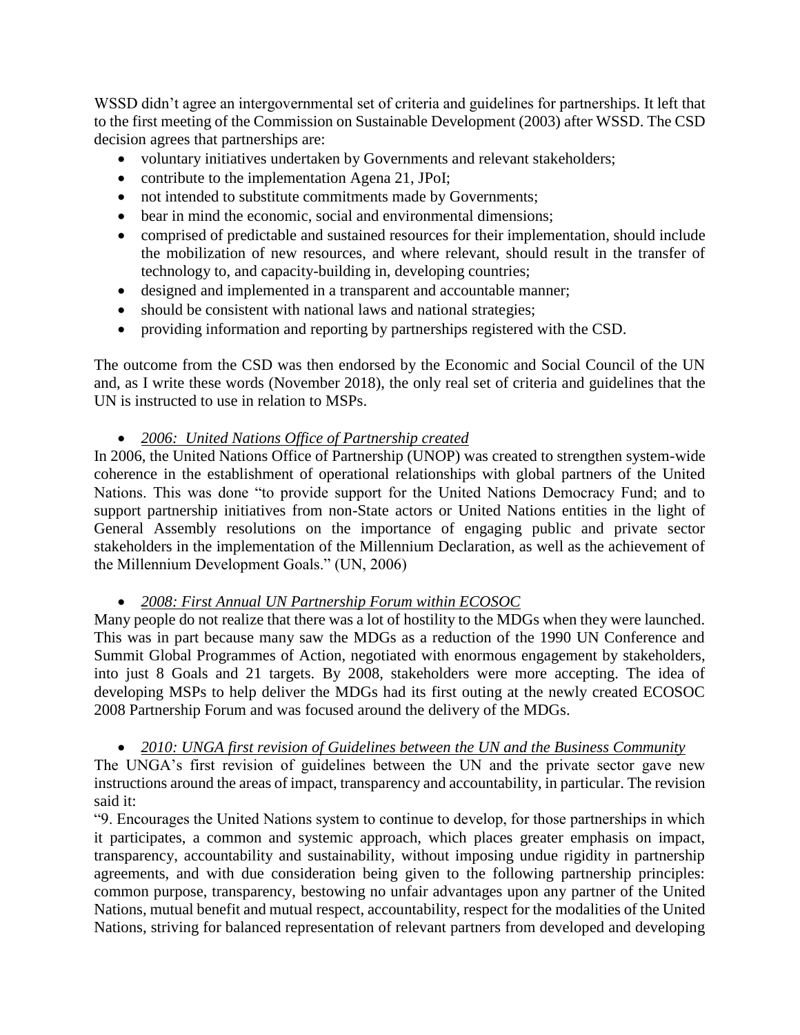WSSD didn't agree an intergovernmental set of criteria and guidelines for partnerships. It left that to the first meeting of the Commission on Sustainable Development (2003) after WSSD. The CSD decision agrees that partnerships are:

- voluntary initiatives undertaken by Governments and relevant stakeholders;
- contribute to the implementation Agena 21, JPoI;
- not intended to substitute commitments made by Governments;
- bear in mind the economic, social and environmental dimensions;
- comprised of predictable and sustained resources for their implementation, should include the mobilization of new resources, and where relevant, should result in the transfer of technology to, and capacity-building in, developing countries;
- designed and implemented in a transparent and accountable manner;
- should be consistent with national laws and national strategies;
- providing information and reporting by partnerships registered with the CSD.

The outcome from the CSD was then endorsed by the Economic and Social Council of the UN and, as I write these words (November 2018), the only real set of criteria and guidelines that the UN is instructed to use in relation to MSPs.

- *2006: United Nations Office of Partnership created*

In 2006, the United Nations Office of Partnership (UNOP) was created to strengthen system-wide coherence in the establishment of operational relationships with global partners of the United Nations. This was done "to provide support for the United Nations Democracy Fund; and to support partnership initiatives from non-State actors or United Nations entities in the light of General Assembly resolutions on the importance of engaging public and private sector stakeholders in the implementation of the Millennium Declaration, as well as the achievement of the Millennium Development Goals." (UN, 2006)

- *2008: First Annual UN Partnership Forum within ECOSOC*

Many people do not realize that there was a lot of hostility to the MDGs when they were launched. This was in part because many saw the MDGs as a reduction of the 1990 UN Conference and Summit Global Programmes of Action, negotiated with enormous engagement by stakeholders, into just 8 Goals and 21 targets. By 2008, stakeholders were more accepting. The idea of developing MSPs to help deliver the MDGs had its first outing at the newly created ECOSOC 2008 Partnership Forum and was focused around the delivery of the MDGs.

- *2010: UNGA first revision of Guidelines between the UN and the Business Community*

The UNGA's first revision of guidelines between the UN and the private sector gave new instructions around the areas of impact, transparency and accountability, in particular. The revision said it:

"9. Encourages the United Nations system to continue to develop, for those partnerships in which it participates, a common and systemic approach, which places greater emphasis on impact, transparency, accountability and sustainability, without imposing undue rigidity in partnership agreements, and with due consideration being given to the following partnership principles: common purpose, transparency, bestowing no unfair advantages upon any partner of the United Nations, mutual benefit and mutual respect, accountability, respect for the modalities of the United Nations, striving for balanced representation of relevant partners from developed and developing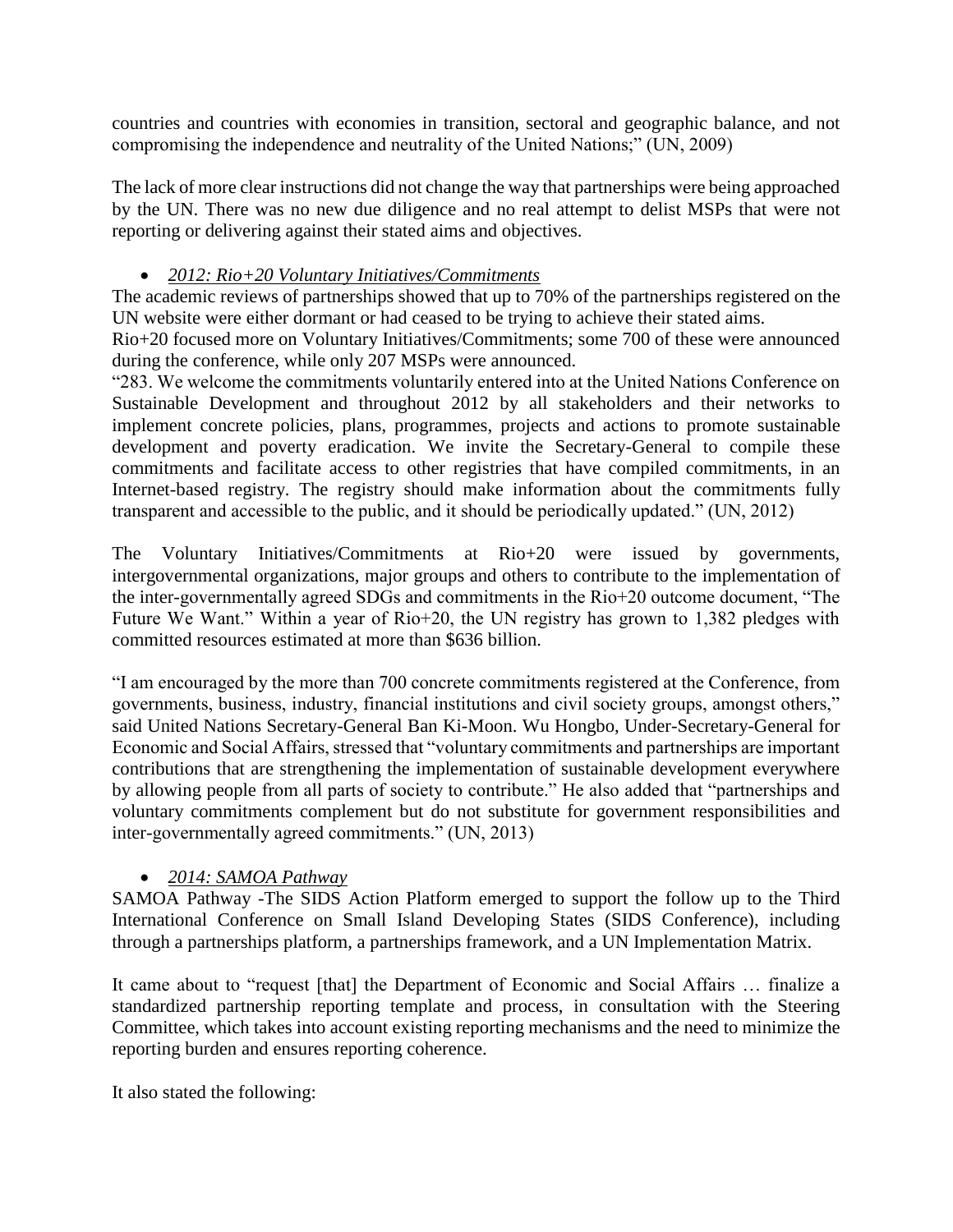countries and countries with economies in transition, sectoral and geographic balance, and not compromising the independence and neutrality of the United Nations;" (UN, 2009)

The lack of more clear instructions did not change the way that partnerships were being approached by the UN. There was no new due diligence and no real attempt to delist MSPs that were not reporting or delivering against their stated aims and objectives.

- *2012: Rio+20 Voluntary Initiatives/Commitments*

The academic reviews of partnerships showed that up to 70% of the partnerships registered on the UN website were either dormant or had ceased to be trying to achieve their stated aims.

Rio+20 focused more on Voluntary Initiatives/Commitments; some 700 of these were announced during the conference, while only 207 MSPs were announced.

"283. We welcome the commitments voluntarily entered into at the United Nations Conference on Sustainable Development and throughout 2012 by all stakeholders and their networks to implement concrete policies, plans, programmes, projects and actions to promote sustainable development and poverty eradication. We invite the Secretary-General to compile these commitments and facilitate access to other registries that have compiled commitments, in an Internet-based registry. The registry should make information about the commitments fully transparent and accessible to the public, and it should be periodically updated." (UN, 2012)

The Voluntary Initiatives/Commitments at Rio+20 were issued by governments, intergovernmental organizations, major groups and others to contribute to the implementation of the inter-governmentally agreed SDGs and commitments in the Rio+20 outcome document, "The Future We Want." Within a year of Rio+20, the UN registry has grown to 1,382 pledges with committed resources estimated at more than $636 billion.

"I am encouraged by the more than 700 concrete commitments registered at the Conference, from governments, business, industry, financial institutions and civil society groups, amongst others," said United Nations Secretary-General Ban Ki-Moon. Wu Hongbo, Under-Secretary-General for Economic and Social Affairs, stressed that "voluntary commitments and partnerships are important contributions that are strengthening the implementation of sustainable development everywhere by allowing people from all parts of society to contribute." He also added that "partnerships and voluntary commitments complement but do not substitute for government responsibilities and inter-governmentally agreed commitments." (UN, 2013)

- *2014: SAMOA Pathway*

SAMOA Pathway -The SIDS Action Platform emerged to support the follow up to the Third International Conference on Small Island Developing States (SIDS Conference), including through a partnerships platform, a partnerships framework, and a UN Implementation Matrix.

It came about to "request [that] the Department of Economic and Social Affairs … finalize a standardized partnership reporting template and process, in consultation with the Steering Committee, which takes into account existing reporting mechanisms and the need to minimize the reporting burden and ensures reporting coherence.

It also stated the following: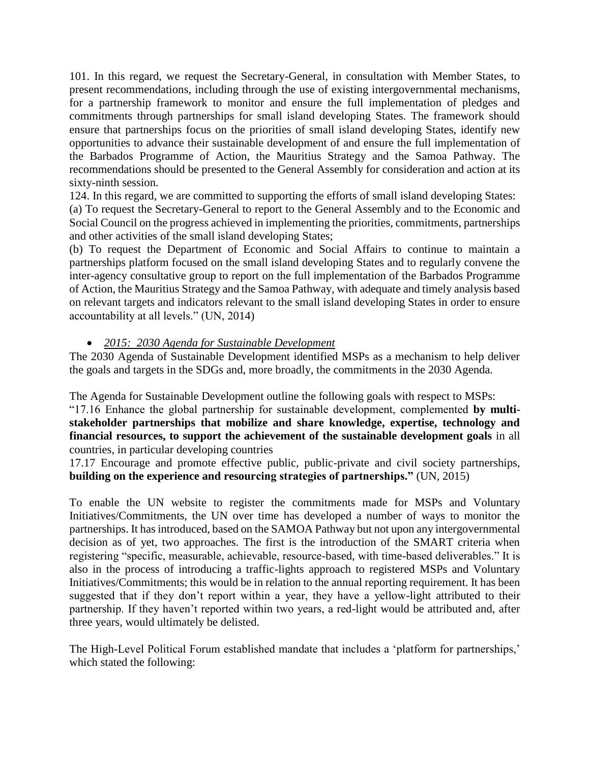101. In this regard, we request the Secretary-General, in consultation with Member States, to present recommendations, including through the use of existing intergovernmental mechanisms, for a partnership framework to monitor and ensure the full implementation of pledges and commitments through partnerships for small island developing States. The framework should ensure that partnerships focus on the priorities of small island developing States, identify new opportunities to advance their sustainable development of and ensure the full implementation of the Barbados Programme of Action, the Mauritius Strategy and the Samoa Pathway. The recommendations should be presented to the General Assembly for consideration and action at its sixty-ninth session.

124. In this regard, we are committed to supporting the efforts of small island developing States:

(a) To request the Secretary-General to report to the General Assembly and to the Economic and Social Council on the progress achieved in implementing the priorities, commitments, partnerships and other activities of the small island developing States;

(b) To request the Department of Economic and Social Affairs to continue to maintain a partnerships platform focused on the small island developing States and to regularly convene the inter-agency consultative group to report on the full implementation of the Barbados Programme of Action, the Mauritius Strategy and the Samoa Pathway, with adequate and timely analysis based on relevant targets and indicators relevant to the small island developing States in order to ensure accountability at all levels." (UN, 2014)

- *2015: 2030 Agenda for Sustainable Development*

The 2030 Agenda of Sustainable Development identified MSPs as a mechanism to help deliver the goals and targets in the SDGs and, more broadly, the commitments in the 2030 Agenda.

The Agenda for Sustainable Development outline the following goals with respect to MSPs:

"17.16 Enhance the global partnership for sustainable development, complemented **by multi-stakeholder partnerships that mobilize and share knowledge, expertise, technology and financial resources, to support the achievement of the sustainable development goals** in all countries, in particular developing countries

17.17 Encourage and promote effective public, public-private and civil society partnerships, **building on the experience and resourcing strategies of partnerships."** (UN, 2015)

To enable the UN website to register the commitments made for MSPs and Voluntary Initiatives/Commitments, the UN over time has developed a number of ways to monitor the partnerships. It has introduced, based on the SAMOA Pathway but not upon any intergovernmental decision as of yet, two approaches. The first is the introduction of the SMART criteria when registering "specific, measurable, achievable, resource-based, with time-based deliverables." It is also in the process of introducing a traffic-lights approach to registered MSPs and Voluntary Initiatives/Commitments; this would be in relation to the annual reporting requirement. It has been suggested that if they don't report within a year, they have a yellow-light attributed to their partnership. If they haven't reported within two years, a red-light would be attributed and, after three years, would ultimately be delisted.

The High-Level Political Forum established mandate that includes a 'platform for partnerships,' which stated the following: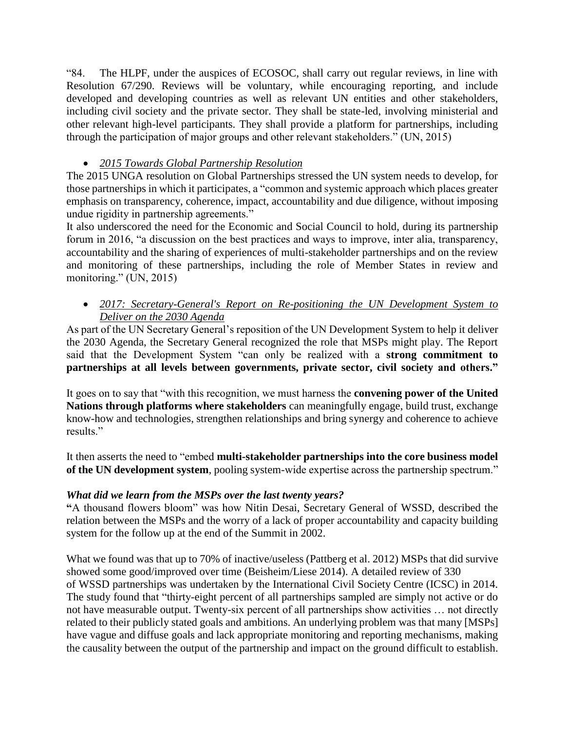"84. The HLPF, under the auspices of ECOSOC, shall carry out regular reviews, in line with Resolution 67/290. Reviews will be voluntary, while encouraging reporting, and include developed and developing countries as well as relevant UN entities and other stakeholders, including civil society and the private sector. They shall be state-led, involving ministerial and other relevant high-level participants. They shall provide a platform for partnerships, including through the participation of major groups and other relevant stakeholders." (UN, 2015)

- *2015 Towards Global Partnership Resolution*

The 2015 UNGA resolution on Global Partnerships stressed the UN system needs to develop, for those partnerships in which it participates, a "common and systemic approach which places greater emphasis on transparency, coherence, impact, accountability and due diligence, without imposing undue rigidity in partnership agreements."

It also underscored the need for the Economic and Social Council to hold, during its partnership forum in 2016, "a discussion on the best practices and ways to improve, inter alia, transparency, accountability and the sharing of experiences of multi-stakeholder partnerships and on the review and monitoring of these partnerships, including the role of Member States in review and monitoring." (UN, 2015)

- *2017: Secretary-General's Report on Re-positioning the UN Development System to Deliver on the 2030 Agenda*

As part of the UN Secretary General's reposition of the UN Development System to help it deliver the 2030 Agenda, the Secretary General recognized the role that MSPs might play. The Report said that the Development System "can only be realized with a **strong commitment to partnerships at all levels between governments, private sector, civil society and others."**

It goes on to say that "with this recognition, we must harness the **convening power of the United Nations through platforms where stakeholders** can meaningfully engage, build trust, exchange know-how and technologies, strengthen relationships and bring synergy and coherence to achieve results."

It then asserts the need to "embed **multi-stakeholder partnerships into the core business model of the UN development system**, pooling system-wide expertise across the partnership spectrum."

***What did we learn from the MSPs over the last twenty years?***

**"**A thousand flowers bloom" was how Nitin Desai, Secretary General of WSSD, described the relation between the MSPs and the worry of a lack of proper accountability and capacity building system for the follow up at the end of the Summit in 2002.

What we found was that up to 70% of inactive/useless (Pattberg et al. 2012) MSPs that did survive showed some good/improved over time (Beisheim/Liese 2014). A detailed review of 330 of WSSD partnerships was undertaken by the International Civil Society Centre (ICSC) in 2014. The study found that "thirty-eight percent of all partnerships sampled are simply not active or do not have measurable output. Twenty-six percent of all partnerships show activities … not directly related to their publicly stated goals and ambitions. An underlying problem was that many [MSPs] have vague and diffuse goals and lack appropriate monitoring and reporting mechanisms, making the causality between the output of the partnership and impact on the ground difficult to establish.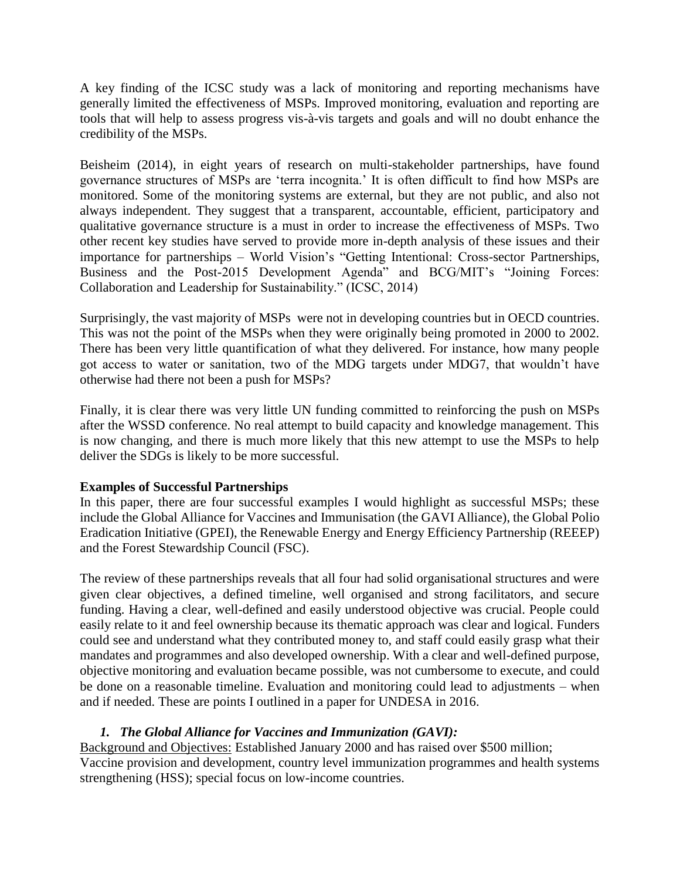A key finding of the ICSC study was a lack of monitoring and reporting mechanisms have generally limited the effectiveness of MSPs. Improved monitoring, evaluation and reporting are tools that will help to assess progress vis-à-vis targets and goals and will no doubt enhance the credibility of the MSPs.

Beisheim (2014), in eight years of research on multi-stakeholder partnerships, have found governance structures of MSPs are 'terra incognita.' It is often difficult to find how MSPs are monitored. Some of the monitoring systems are external, but they are not public, and also not always independent. They suggest that a transparent, accountable, efficient, participatory and qualitative governance structure is a must in order to increase the effectiveness of MSPs. Two other recent key studies have served to provide more in-depth analysis of these issues and their importance for partnerships – World Vision's "Getting Intentional: Cross-sector Partnerships, Business and the Post-2015 Development Agenda" and BCG/MIT's "Joining Forces: Collaboration and Leadership for Sustainability." (ICSC, 2014)

Surprisingly, the vast majority of MSPs were not in developing countries but in OECD countries. This was not the point of the MSPs when they were originally being promoted in 2000 to 2002. There has been very little quantification of what they delivered. For instance, how many people got access to water or sanitation, two of the MDG targets under MDG7, that wouldn't have otherwise had there not been a push for MSPs?

Finally, it is clear there was very little UN funding committed to reinforcing the push on MSPs after the WSSD conference. No real attempt to build capacity and knowledge management. This is now changing, and there is much more likely that this new attempt to use the MSPs to help deliver the SDGs is likely to be more successful.

**Examples of Successful Partnerships**

In this paper, there are four successful examples I would highlight as successful MSPs; these include the Global Alliance for Vaccines and Immunisation (the GAVI Alliance), the Global Polio Eradication Initiative (GPEI), the Renewable Energy and Energy Efficiency Partnership (REEEP) and the Forest Stewardship Council (FSC).

The review of these partnerships reveals that all four had solid organisational structures and were given clear objectives, a defined timeline, well organised and strong facilitators, and secure funding. Having a clear, well-defined and easily understood objective was crucial. People could easily relate to it and feel ownership because its thematic approach was clear and logical. Funders could see and understand what they contributed money to, and staff could easily grasp what their mandates and programmes and also developed ownership. With a clear and well-defined purpose, objective monitoring and evaluation became possible, was not cumbersome to execute, and could be done on a reasonable timeline. Evaluation and monitoring could lead to adjustments – when and if needed. These are points I outlined in a paper for UNDESA in 2016.

1. ***The Global Alliance for Vaccines and Immunization (GAVI):***

Background and Objectives: Established January 2000 and has raised over $500 million; Vaccine provision and development, country level immunization programmes and health systems strengthening (HSS); special focus on low-income countries.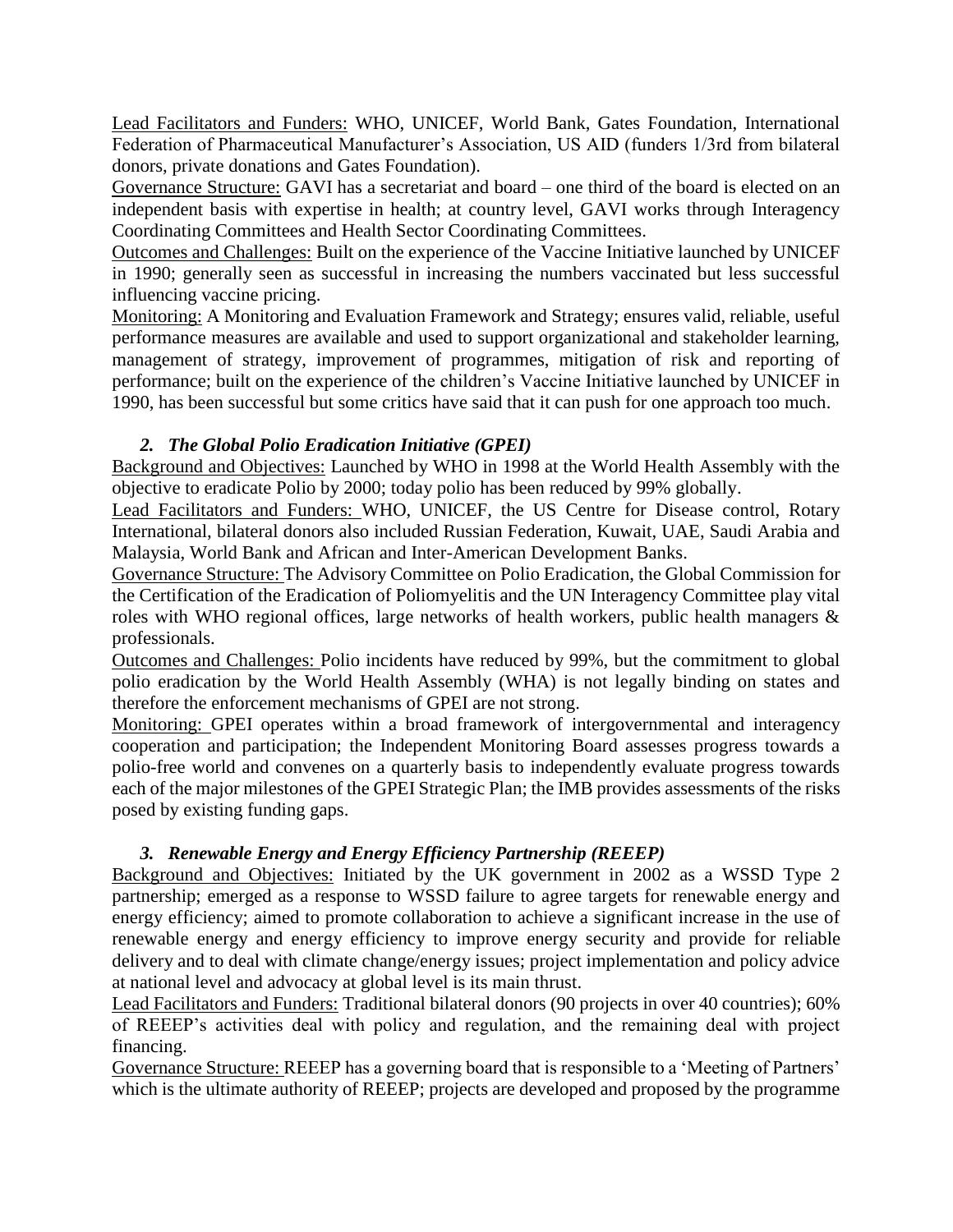Lead Facilitators and Funders: WHO, UNICEF, World Bank, Gates Foundation, International Federation of Pharmaceutical Manufacturer's Association, US AID (funders 1/3rd from bilateral donors, private donations and Gates Foundation).

Governance Structure: GAVI has a secretariat and board – one third of the board is elected on an independent basis with expertise in health; at country level, GAVI works through Interagency Coordinating Committees and Health Sector Coordinating Committees.

Outcomes and Challenges: Built on the experience of the Vaccine Initiative launched by UNICEF in 1990; generally seen as successful in increasing the numbers vaccinated but less successful influencing vaccine pricing.

Monitoring: A Monitoring and Evaluation Framework and Strategy; ensures valid, reliable, useful performance measures are available and used to support organizational and stakeholder learning, management of strategy, improvement of programmes, mitigation of risk and reporting of performance; built on the experience of the children's Vaccine Initiative launched by UNICEF in 1990, has been successful but some critics have said that it can push for one approach too much.

### *2. The Global Polio Eradication Initiative (GPEI)*

Background and Objectives: Launched by WHO in 1998 at the World Health Assembly with the objective to eradicate Polio by 2000; today polio has been reduced by 99% globally.

Lead Facilitators and Funders: WHO, UNICEF, the US Centre for Disease control, Rotary International, bilateral donors also included Russian Federation, Kuwait, UAE, Saudi Arabia and Malaysia, World Bank and African and Inter-American Development Banks.

Governance Structure: The Advisory Committee on Polio Eradication, the Global Commission for the Certification of the Eradication of Poliomyelitis and the UN Interagency Committee play vital roles with WHO regional offices, large networks of health workers, public health managers & professionals.

Outcomes and Challenges: Polio incidents have reduced by 99%, but the commitment to global polio eradication by the World Health Assembly (WHA) is not legally binding on states and therefore the enforcement mechanisms of GPEI are not strong.

Monitoring: GPEI operates within a broad framework of intergovernmental and interagency cooperation and participation; the Independent Monitoring Board assesses progress towards a polio-free world and convenes on a quarterly basis to independently evaluate progress towards each of the major milestones of the GPEI Strategic Plan; the IMB provides assessments of the risks posed by existing funding gaps.

### *3. Renewable Energy and Energy Efficiency Partnership (REEEP)*

Background and Objectives: Initiated by the UK government in 2002 as a WSSD Type 2 partnership; emerged as a response to WSSD failure to agree targets for renewable energy and energy efficiency; aimed to promote collaboration to achieve a significant increase in the use of renewable energy and energy efficiency to improve energy security and provide for reliable delivery and to deal with climate change/energy issues; project implementation and policy advice at national level and advocacy at global level is its main thrust.

Lead Facilitators and Funders: Traditional bilateral donors (90 projects in over 40 countries); 60% of REEEP's activities deal with policy and regulation, and the remaining deal with project financing.

Governance Structure: REEEP has a governing board that is responsible to a 'Meeting of Partners' which is the ultimate authority of REEEP; projects are developed and proposed by the programme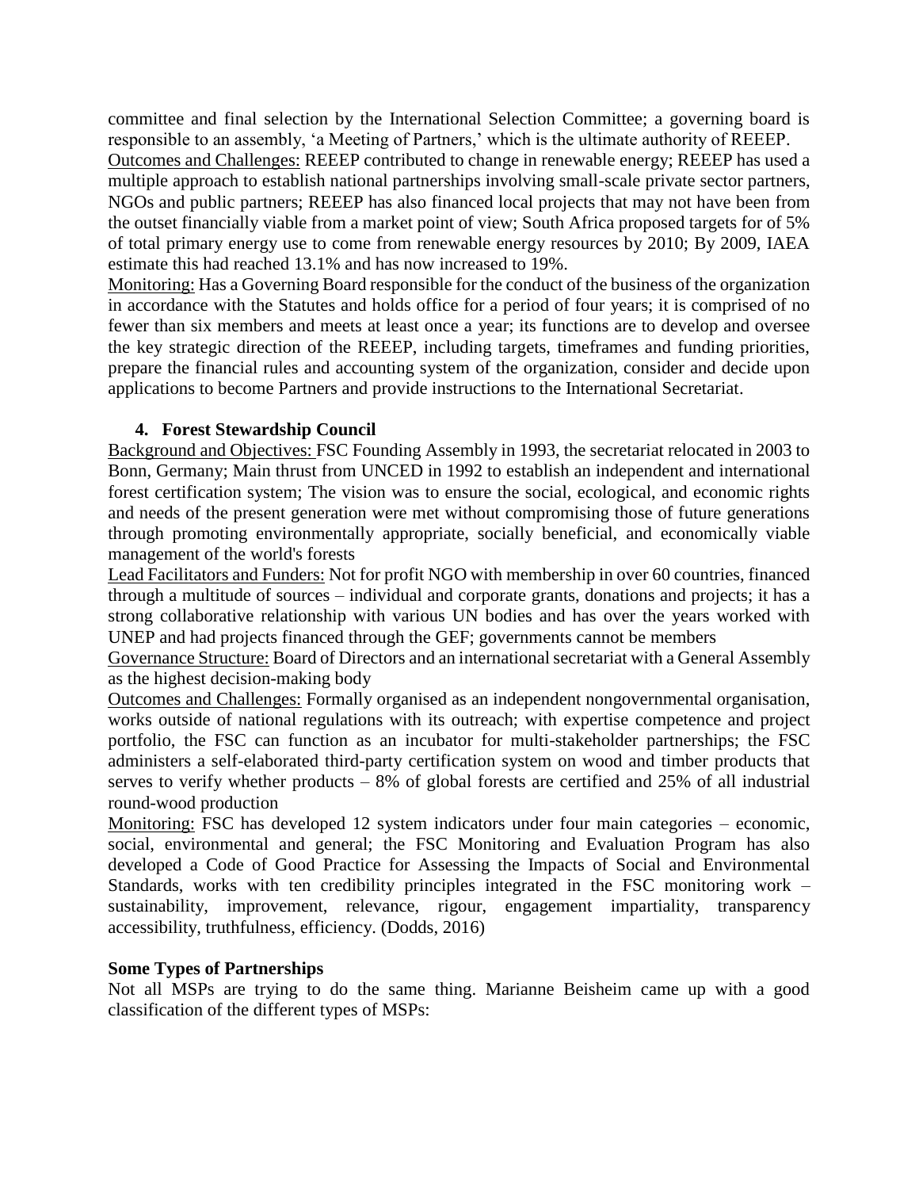committee and final selection by the International Selection Committee; a governing board is responsible to an assembly, 'a Meeting of Partners,' which is the ultimate authority of REEEP.

Outcomes and Challenges: REEEP contributed to change in renewable energy; REEEP has used a multiple approach to establish national partnerships involving small-scale private sector partners, NGOs and public partners; REEEP has also financed local projects that may not have been from the outset financially viable from a market point of view; South Africa proposed targets for of 5% of total primary energy use to come from renewable energy resources by 2010; By 2009, IAEA estimate this had reached 13.1% and has now increased to 19%.

Monitoring: Has a Governing Board responsible for the conduct of the business of the organization in accordance with the Statutes and holds office for a period of four years; it is comprised of no fewer than six members and meets at least once a year; its functions are to develop and oversee the key strategic direction of the REEEP, including targets, timeframes and funding priorities, prepare the financial rules and accounting system of the organization, consider and decide upon applications to become Partners and provide instructions to the International Secretariat.

**4. Forest Stewardship Council**

Background and Objectives: FSC Founding Assembly in 1993, the secretariat relocated in 2003 to Bonn, Germany; Main thrust from UNCED in 1992 to establish an independent and international forest certification system; The vision was to ensure the social, ecological, and economic rights and needs of the present generation were met without compromising those of future generations through promoting environmentally appropriate, socially beneficial, and economically viable management of the world's forests

Lead Facilitators and Funders: Not for profit NGO with membership in over 60 countries, financed through a multitude of sources – individual and corporate grants, donations and projects; it has a strong collaborative relationship with various UN bodies and has over the years worked with UNEP and had projects financed through the GEF; governments cannot be members

Governance Structure: Board of Directors and an international secretariat with a General Assembly as the highest decision-making body

Outcomes and Challenges: Formally organised as an independent nongovernmental organisation, works outside of national regulations with its outreach; with expertise competence and project portfolio, the FSC can function as an incubator for multi-stakeholder partnerships; the FSC administers a self-elaborated third-party certification system on wood and timber products that serves to verify whether products – 8% of global forests are certified and 25% of all industrial round-wood production

Monitoring: FSC has developed 12 system indicators under four main categories – economic, social, environmental and general; the FSC Monitoring and Evaluation Program has also developed a Code of Good Practice for Assessing the Impacts of Social and Environmental Standards, works with ten credibility principles integrated in the FSC monitoring work – sustainability, improvement, relevance, rigour, engagement impartiality, transparency accessibility, truthfulness, efficiency. (Dodds, 2016)

**Some Types of Partnerships**

Not all MSPs are trying to do the same thing. Marianne Beisheim came up with a good classification of the different types of MSPs: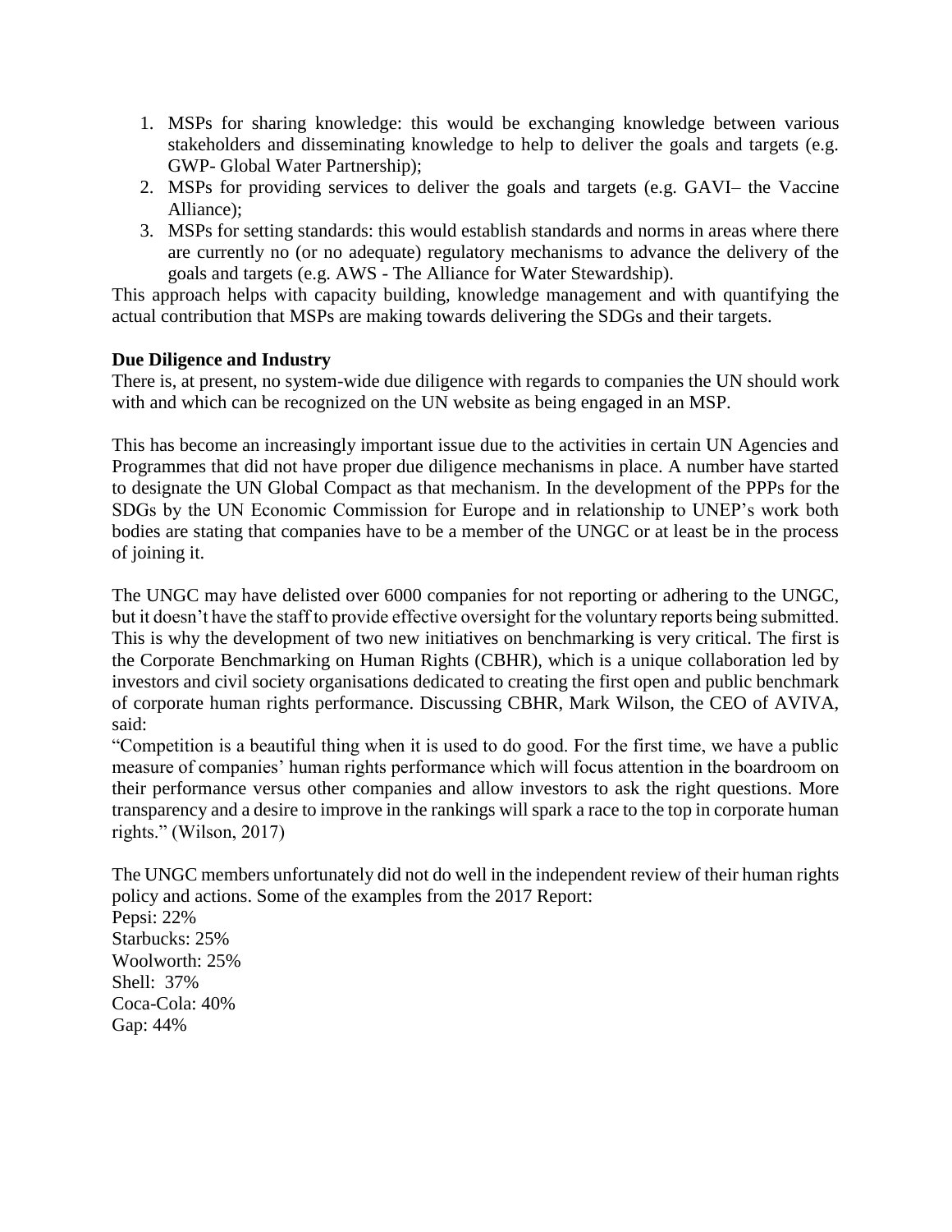1. MSPs for sharing knowledge: this would be exchanging knowledge between various stakeholders and disseminating knowledge to help to deliver the goals and targets (e.g. GWP- Global Water Partnership);
2. MSPs for providing services to deliver the goals and targets (e.g. GAVI– the Vaccine Alliance);
3. MSPs for setting standards: this would establish standards and norms in areas where there are currently no (or no adequate) regulatory mechanisms to advance the delivery of the goals and targets (e.g. AWS - The Alliance for Water Stewardship).

This approach helps with capacity building, knowledge management and with quantifying the actual contribution that MSPs are making towards delivering the SDGs and their targets.

**Due Diligence and Industry**

There is, at present, no system-wide due diligence with regards to companies the UN should work with and which can be recognized on the UN website as being engaged in an MSP.

This has become an increasingly important issue due to the activities in certain UN Agencies and Programmes that did not have proper due diligence mechanisms in place. A number have started to designate the UN Global Compact as that mechanism. In the development of the PPPs for the SDGs by the UN Economic Commission for Europe and in relationship to UNEP's work both bodies are stating that companies have to be a member of the UNGC or at least be in the process of joining it.

The UNGC may have delisted over 6000 companies for not reporting or adhering to the UNGC, but it doesn't have the staff to provide effective oversight for the voluntary reports being submitted. This is why the development of two new initiatives on benchmarking is very critical. The first is the Corporate Benchmarking on Human Rights (CBHR), which is a unique collaboration led by investors and civil society organisations dedicated to creating the first open and public benchmark of corporate human rights performance. Discussing CBHR, Mark Wilson, the CEO of AVIVA, said:

"Competition is a beautiful thing when it is used to do good. For the first time, we have a public measure of companies' human rights performance which will focus attention in the boardroom on their performance versus other companies and allow investors to ask the right questions. More transparency and a desire to improve in the rankings will spark a race to the top in corporate human rights." (Wilson, 2017)

The UNGC members unfortunately did not do well in the independent review of their human rights policy and actions. Some of the examples from the 2017 Report:

Pepsi: 22%
Starbucks: 25%
Woolworth: 25%
Shell: 37%
Coca-Cola: 40%
Gap: 44%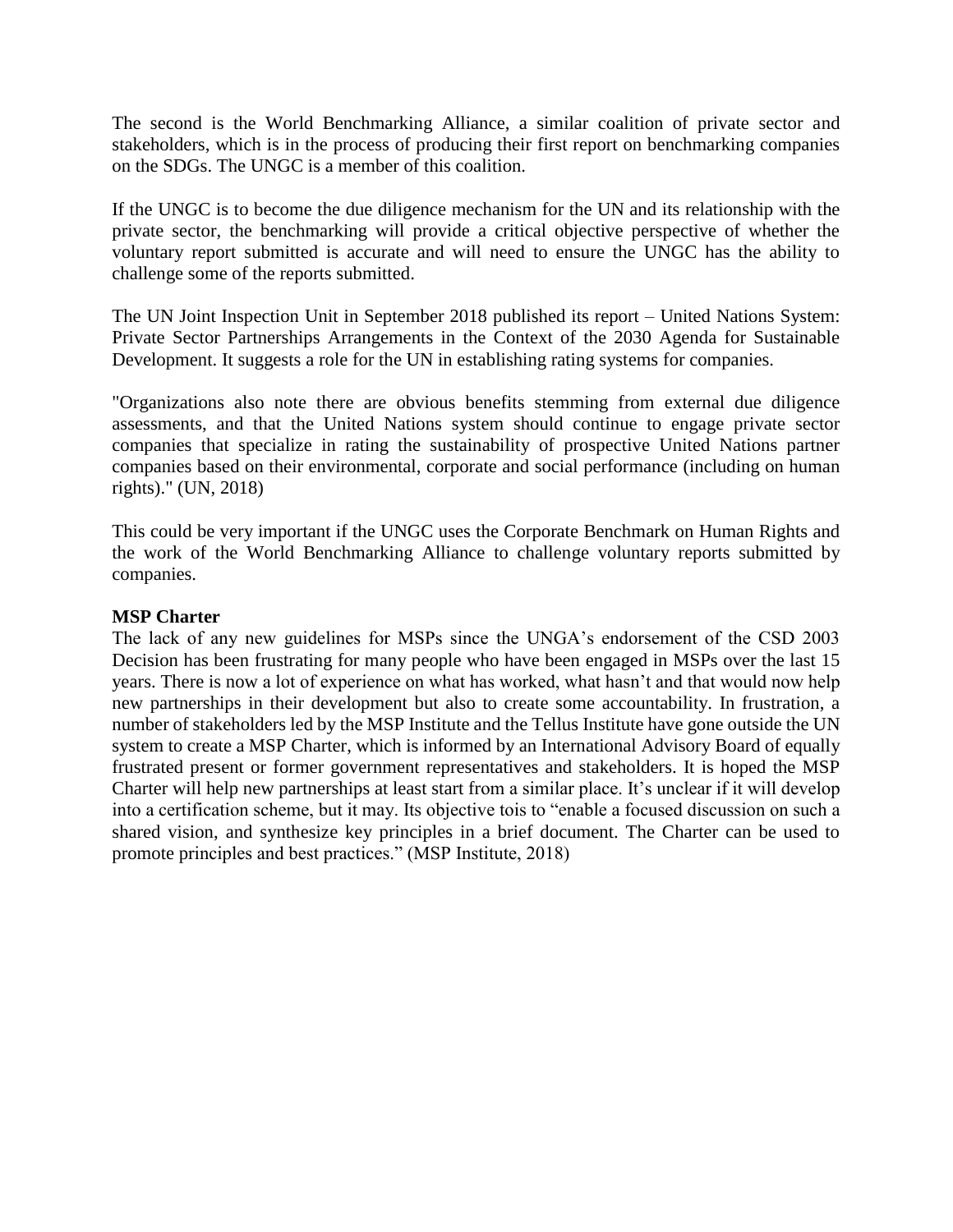The second is the World Benchmarking Alliance, a similar coalition of private sector and stakeholders, which is in the process of producing their first report on benchmarking companies on the SDGs. The UNGC is a member of this coalition.

If the UNGC is to become the due diligence mechanism for the UN and its relationship with the private sector, the benchmarking will provide a critical objective perspective of whether the voluntary report submitted is accurate and will need to ensure the UNGC has the ability to challenge some of the reports submitted.

The UN Joint Inspection Unit in September 2018 published its report – United Nations System: Private Sector Partnerships Arrangements in the Context of the 2030 Agenda for Sustainable Development. It suggests a role for the UN in establishing rating systems for companies.

"Organizations also note there are obvious benefits stemming from external due diligence assessments, and that the United Nations system should continue to engage private sector companies that specialize in rating the sustainability of prospective United Nations partner companies based on their environmental, corporate and social performance (including on human rights)." (UN, 2018)

This could be very important if the UNGC uses the Corporate Benchmark on Human Rights and the work of the World Benchmarking Alliance to challenge voluntary reports submitted by companies.

**MSP Charter**

The lack of any new guidelines for MSPs since the UNGA's endorsement of the CSD 2003 Decision has been frustrating for many people who have been engaged in MSPs over the last 15 years. There is now a lot of experience on what has worked, what hasn't and that would now help new partnerships in their development but also to create some accountability. In frustration, a number of stakeholders led by the MSP Institute and the Tellus Institute have gone outside the UN system to create a MSP Charter, which is informed by an International Advisory Board of equally frustrated present or former government representatives and stakeholders. It is hoped the MSP Charter will help new partnerships at least start from a similar place. It's unclear if it will develop into a certification scheme, but it may. Its objective tois to "enable a focused discussion on such a shared vision, and synthesize key principles in a brief document. The Charter can be used to promote principles and best practices." (MSP Institute, 2018)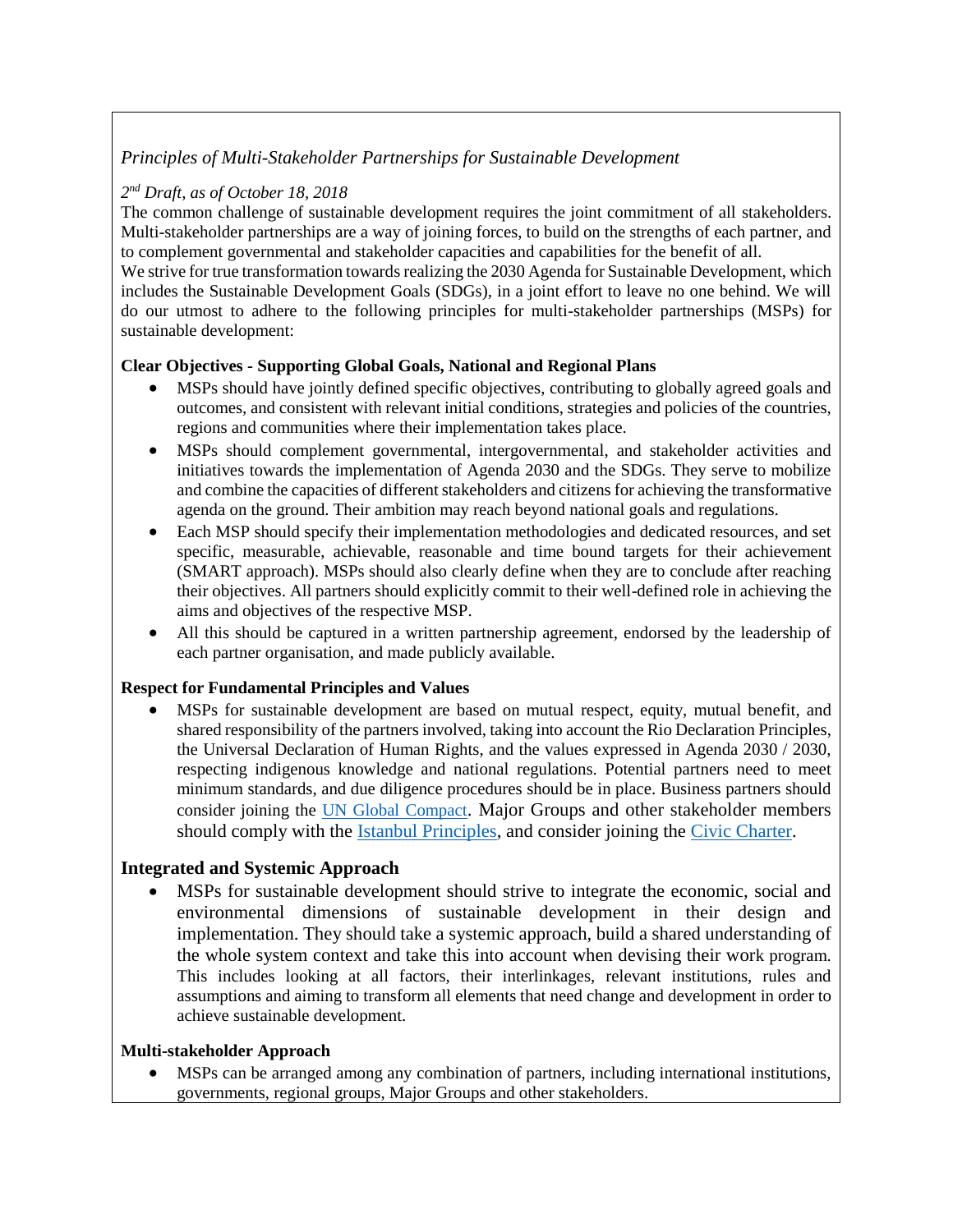*Principles of Multi-Stakeholder Partnerships for Sustainable Development*

*2nd Draft, as of October 18, 2018*

The common challenge of sustainable development requires the joint commitment of all stakeholders. Multi-stakeholder partnerships are a way of joining forces, to build on the strengths of each partner, and to complement governmental and stakeholder capacities and capabilities for the benefit of all.

We strive for true transformation towards realizing the 2030 Agenda for Sustainable Development, which includes the Sustainable Development Goals (SDGs), in a joint effort to leave no one behind. We will do our utmost to adhere to the following principles for multi-stakeholder partnerships (MSPs) for sustainable development:

**Clear Objectives - Supporting Global Goals, National and Regional Plans**

- MSPs should have jointly defined specific objectives, contributing to globally agreed goals and outcomes, and consistent with relevant initial conditions, strategies and policies of the countries, regions and communities where their implementation takes place.
- MSPs should complement governmental, intergovernmental, and stakeholder activities and initiatives towards the implementation of Agenda 2030 and the SDGs. They serve to mobilize and combine the capacities of different stakeholders and citizens for achieving the transformative agenda on the ground. Their ambition may reach beyond national goals and regulations.
- Each MSP should specify their implementation methodologies and dedicated resources, and set specific, measurable, achievable, reasonable and time bound targets for their achievement (SMART approach). MSPs should also clearly define when they are to conclude after reaching their objectives. All partners should explicitly commit to their well-defined role in achieving the aims and objectives of the respective MSP.
- All this should be captured in a written partnership agreement, endorsed by the leadership of each partner organisation, and made publicly available.

**Respect for Fundamental Principles and Values**

- MSPs for sustainable development are based on mutual respect, equity, mutual benefit, and shared responsibility of the partners involved, taking into account the Rio Declaration Principles, the Universal Declaration of Human Rights, and the values expressed in Agenda 2030 / 2030, respecting indigenous knowledge and national regulations. Potential partners need to meet minimum standards, and due diligence procedures should be in place. Business partners should consider joining the UN Global Compact. Major Groups and other stakeholder members should comply with the Istanbul Principles, and consider joining the Civic Charter.

**Integrated and Systemic Approach**

- MSPs for sustainable development should strive to integrate the economic, social and environmental dimensions of sustainable development in their design and implementation. They should take a systemic approach, build a shared understanding of the whole system context and take this into account when devising their work program. This includes looking at all factors, their interlinkages, relevant institutions, rules and assumptions and aiming to transform all elements that need change and development in order to achieve sustainable development.

**Multi-stakeholder Approach**

- MSPs can be arranged among any combination of partners, including international institutions, governments, regional groups, Major Groups and other stakeholders.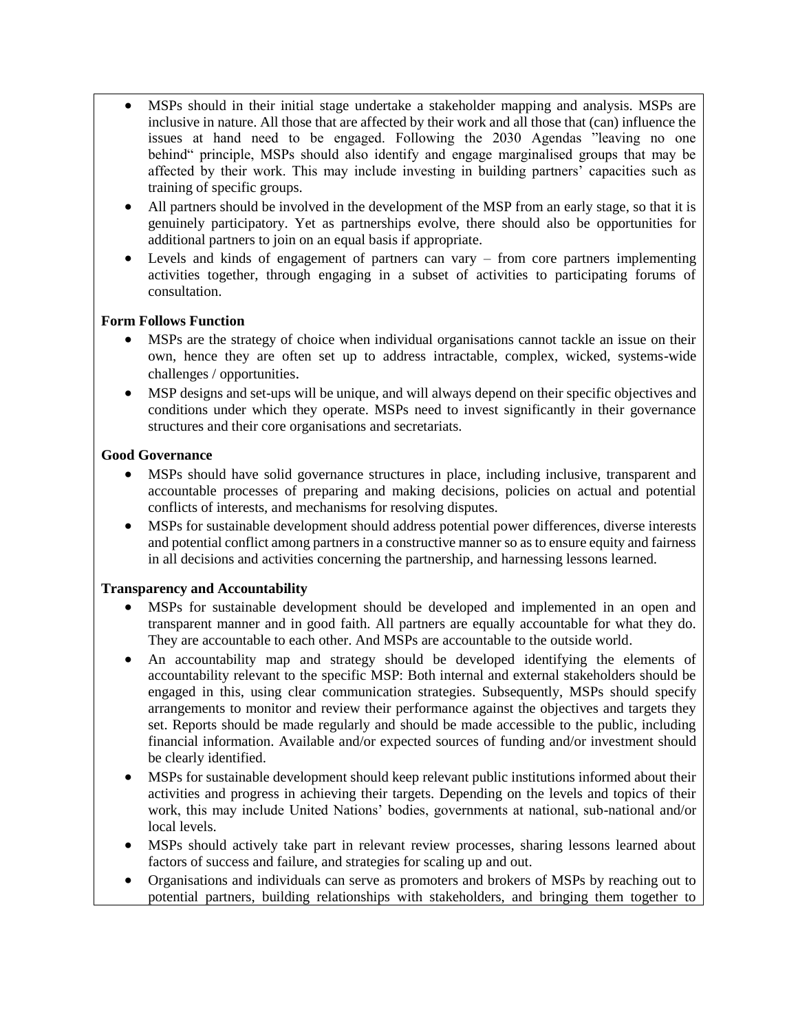- MSPs should in their initial stage undertake a stakeholder mapping and analysis. MSPs are inclusive in nature. All those that are affected by their work and all those that (can) influence the issues at hand need to be engaged. Following the 2030 Agendas "leaving no one behind" principle, MSPs should also identify and engage marginalised groups that may be affected by their work. This may include investing in building partners' capacities such as training of specific groups.
- All partners should be involved in the development of the MSP from an early stage, so that it is genuinely participatory. Yet as partnerships evolve, there should also be opportunities for additional partners to join on an equal basis if appropriate.
- Levels and kinds of engagement of partners can vary – from core partners implementing activities together, through engaging in a subset of activities to participating forums of consultation.

**Form Follows Function**

- MSPs are the strategy of choice when individual organisations cannot tackle an issue on their own, hence they are often set up to address intractable, complex, wicked, systems-wide challenges / opportunities.
- MSP designs and set-ups will be unique, and will always depend on their specific objectives and conditions under which they operate. MSPs need to invest significantly in their governance structures and their core organisations and secretariats.

**Good Governance**

- MSPs should have solid governance structures in place, including inclusive, transparent and accountable processes of preparing and making decisions, policies on actual and potential conflicts of interests, and mechanisms for resolving disputes.
- MSPs for sustainable development should address potential power differences, diverse interests and potential conflict among partners in a constructive manner so as to ensure equity and fairness in all decisions and activities concerning the partnership, and harnessing lessons learned.

**Transparency and Accountability**

- MSPs for sustainable development should be developed and implemented in an open and transparent manner and in good faith. All partners are equally accountable for what they do. They are accountable to each other. And MSPs are accountable to the outside world.
- An accountability map and strategy should be developed identifying the elements of accountability relevant to the specific MSP: Both internal and external stakeholders should be engaged in this, using clear communication strategies. Subsequently, MSPs should specify arrangements to monitor and review their performance against the objectives and targets they set. Reports should be made regularly and should be made accessible to the public, including financial information. Available and/or expected sources of funding and/or investment should be clearly identified.
- MSPs for sustainable development should keep relevant public institutions informed about their activities and progress in achieving their targets. Depending on the levels and topics of their work, this may include United Nations' bodies, governments at national, sub-national and/or local levels.
- MSPs should actively take part in relevant review processes, sharing lessons learned about factors of success and failure, and strategies for scaling up and out.
- Organisations and individuals can serve as promoters and brokers of MSPs by reaching out to potential partners, building relationships with stakeholders, and bringing them together to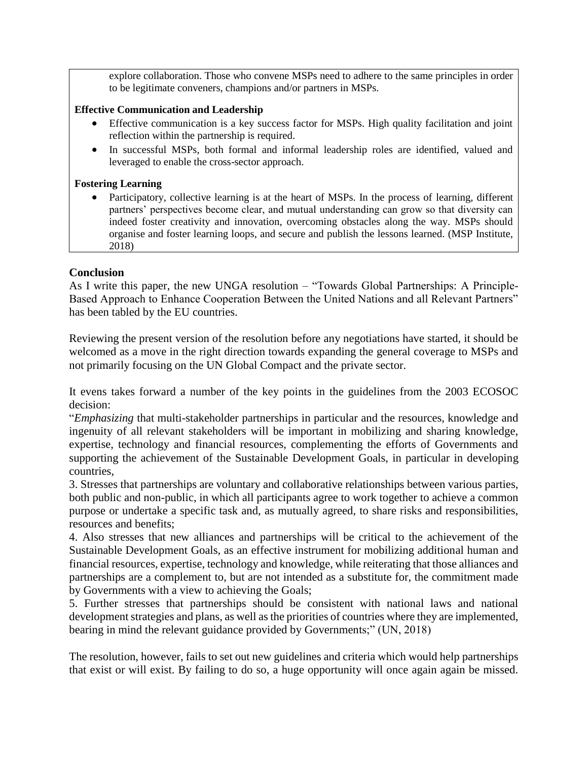explore collaboration. Those who convene MSPs need to adhere to the same principles in order to be legitimate conveners, champions and/or partners in MSPs.

**Effective Communication and Leadership**

- Effective communication is a key success factor for MSPs. High quality facilitation and joint reflection within the partnership is required.
- In successful MSPs, both formal and informal leadership roles are identified, valued and leveraged to enable the cross-sector approach.

**Fostering Learning**

- Participatory, collective learning is at the heart of MSPs. In the process of learning, different partners' perspectives become clear, and mutual understanding can grow so that diversity can indeed foster creativity and innovation, overcoming obstacles along the way. MSPs should organise and foster learning loops, and secure and publish the lessons learned. (MSP Institute, 2018)

## Conclusion

As I write this paper, the new UNGA resolution – "Towards Global Partnerships: A Principle-Based Approach to Enhance Cooperation Between the United Nations and all Relevant Partners" has been tabled by the EU countries.

Reviewing the present version of the resolution before any negotiations have started, it should be welcomed as a move in the right direction towards expanding the general coverage to MSPs and not primarily focusing on the UN Global Compact and the private sector.

It evens takes forward a number of the key points in the guidelines from the 2003 ECOSOC decision:

"*Emphasizing* that multi-stakeholder partnerships in particular and the resources, knowledge and ingenuity of all relevant stakeholders will be important in mobilizing and sharing knowledge, expertise, technology and financial resources, complementing the efforts of Governments and supporting the achievement of the Sustainable Development Goals, in particular in developing countries,

3. Stresses that partnerships are voluntary and collaborative relationships between various parties, both public and non-public, in which all participants agree to work together to achieve a common purpose or undertake a specific task and, as mutually agreed, to share risks and responsibilities, resources and benefits;

4. Also stresses that new alliances and partnerships will be critical to the achievement of the Sustainable Development Goals, as an effective instrument for mobilizing additional human and financial resources, expertise, technology and knowledge, while reiterating that those alliances and partnerships are a complement to, but are not intended as a substitute for, the commitment made by Governments with a view to achieving the Goals;

5. Further stresses that partnerships should be consistent with national laws and national development strategies and plans, as well as the priorities of countries where they are implemented, bearing in mind the relevant guidance provided by Governments;" (UN, 2018)

The resolution, however, fails to set out new guidelines and criteria which would help partnerships that exist or will exist. By failing to do so, a huge opportunity will once again again be missed.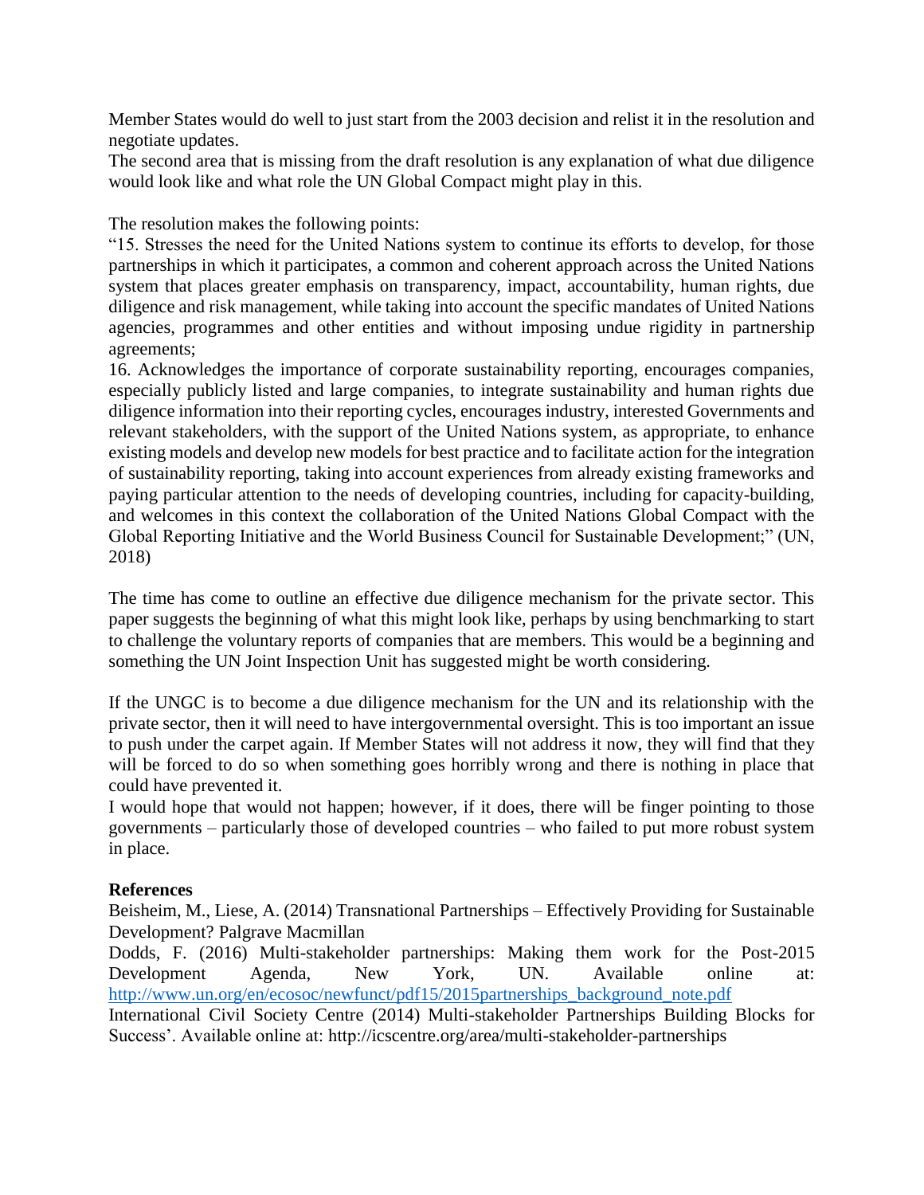Member States would do well to just start from the 2003 decision and relist it in the resolution and negotiate updates.

The second area that is missing from the draft resolution is any explanation of what due diligence would look like and what role the UN Global Compact might play in this.

The resolution makes the following points:

"15. Stresses the need for the United Nations system to continue its efforts to develop, for those partnerships in which it participates, a common and coherent approach across the United Nations system that places greater emphasis on transparency, impact, accountability, human rights, due diligence and risk management, while taking into account the specific mandates of United Nations agencies, programmes and other entities and without imposing undue rigidity in partnership agreements;

16. Acknowledges the importance of corporate sustainability reporting, encourages companies, especially publicly listed and large companies, to integrate sustainability and human rights due diligence information into their reporting cycles, encourages industry, interested Governments and relevant stakeholders, with the support of the United Nations system, as appropriate, to enhance existing models and develop new models for best practice and to facilitate action for the integration of sustainability reporting, taking into account experiences from already existing frameworks and paying particular attention to the needs of developing countries, including for capacity-building, and welcomes in this context the collaboration of the United Nations Global Compact with the Global Reporting Initiative and the World Business Council for Sustainable Development;" (UN, 2018)

The time has come to outline an effective due diligence mechanism for the private sector. This paper suggests the beginning of what this might look like, perhaps by using benchmarking to start to challenge the voluntary reports of companies that are members. This would be a beginning and something the UN Joint Inspection Unit has suggested might be worth considering.

If the UNGC is to become a due diligence mechanism for the UN and its relationship with the private sector, then it will need to have intergovernmental oversight. This is too important an issue to push under the carpet again. If Member States will not address it now, they will find that they will be forced to do so when something goes horribly wrong and there is nothing in place that could have prevented it.

I would hope that would not happen; however, if it does, there will be finger pointing to those governments – particularly those of developed countries – who failed to put more robust system in place.

**References**

Beisheim, M., Liese, A. (2014) Transnational Partnerships – Effectively Providing for Sustainable Development? Palgrave Macmillan

Dodds, F. (2016) Multi-stakeholder partnerships: Making them work for the Post-2015 Development Agenda, New York, UN. Available online at: http://www.un.org/en/ecosoc/newfunct/pdf15/2015partnerships_background_note.pdf

International Civil Society Centre (2014) Multi-stakeholder Partnerships Building Blocks for Success'. Available online at: http://icscentre.org/area/multi-stakeholder-partnerships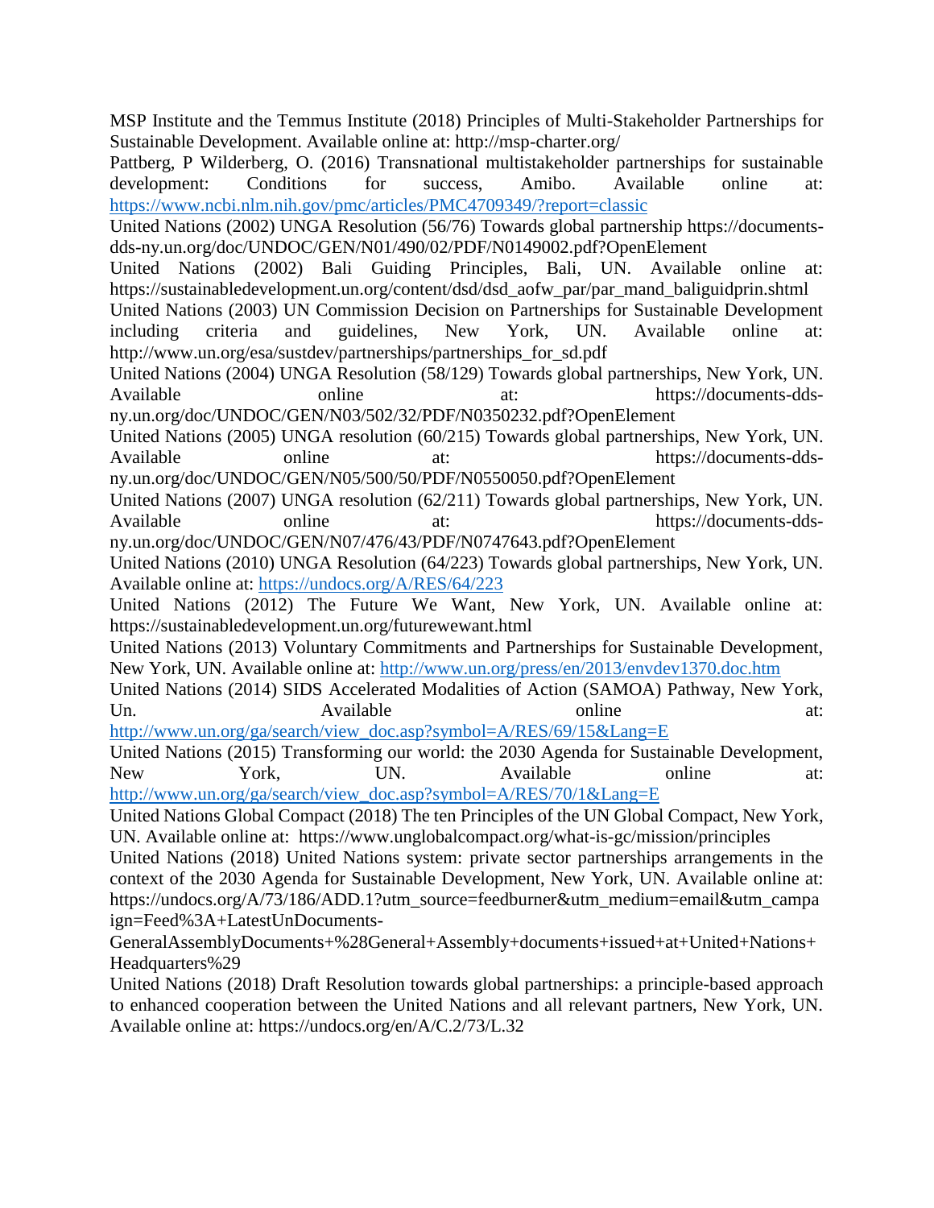MSP Institute and the Temmus Institute (2018) Principles of Multi-Stakeholder Partnerships for Sustainable Development. Available online at: http://msp-charter.org/

Pattberg, P Wilderberg, O. (2016) Transnational multistakeholder partnerships for sustainable development: Conditions for success, Amibo. Available online at: https://www.ncbi.nlm.nih.gov/pmc/articles/PMC4709349/?report=classic

United Nations (2002) UNGA Resolution (56/76) Towards global partnership https://documents-dds-ny.un.org/doc/UNDOC/GEN/N01/490/02/PDF/N0149002.pdf?OpenElement

United Nations (2002) Bali Guiding Principles, Bali, UN. Available online at: https://sustainabledevelopment.un.org/content/dsd/dsd_aofw_par/par_mand_baliguidprin.shtml

United Nations (2003) UN Commission Decision on Partnerships for Sustainable Development including criteria and guidelines, New York, UN. Available online at: http://www.un.org/esa/sustdev/partnerships/partnerships_for_sd.pdf

United Nations (2004) UNGA Resolution (58/129) Towards global partnerships, New York, UN. Available online at: https://documents-dds-ny.un.org/doc/UNDOC/GEN/N03/502/32/PDF/N0350232.pdf?OpenElement

United Nations (2005) UNGA resolution (60/215) Towards global partnerships, New York, UN. Available online at: https://documents-dds-ny.un.org/doc/UNDOC/GEN/N05/500/50/PDF/N0550050.pdf?OpenElement

United Nations (2007) UNGA resolution (62/211) Towards global partnerships, New York, UN. Available online at: https://documents-dds-ny.un.org/doc/UNDOC/GEN/N07/476/43/PDF/N0747643.pdf?OpenElement

United Nations (2010) UNGA Resolution (64/223) Towards global partnerships, New York, UN. Available online at: https://undocs.org/A/RES/64/223

United Nations (2012) The Future We Want, New York, UN. Available online at: https://sustainabledevelopment.un.org/futurewewant.html

United Nations (2013) Voluntary Commitments and Partnerships for Sustainable Development, New York, UN. Available online at: http://www.un.org/press/en/2013/envdev1370.doc.htm

United Nations (2014) SIDS Accelerated Modalities of Action (SAMOA) Pathway, New York, Un. Available online at: http://www.un.org/ga/search/view_doc.asp?symbol=A/RES/69/15&Lang=E

United Nations (2015) Transforming our world: the 2030 Agenda for Sustainable Development, New York, UN. Available online at: http://www.un.org/ga/search/view_doc.asp?symbol=A/RES/70/1&Lang=E

United Nations Global Compact (2018) The ten Principles of the UN Global Compact, New York, UN. Available online at: https://www.unglobalcompact.org/what-is-gc/mission/principles

United Nations (2018) United Nations system: private sector partnerships arrangements in the context of the 2030 Agenda for Sustainable Development, New York, UN. Available online at: https://undocs.org/A/73/186/ADD.1?utm_source=feedburner&utm_medium=email&utm_campaign=Feed%3A+LatestUnDocuments-GeneralAssemblyDocuments+%28General+Assembly+documents+issued+at+United+Nations+Headquarters%29

United Nations (2018) Draft Resolution towards global partnerships: a principle-based approach to enhanced cooperation between the United Nations and all relevant partners, New York, UN. Available online at: https://undocs.org/en/A/C.2/73/L.32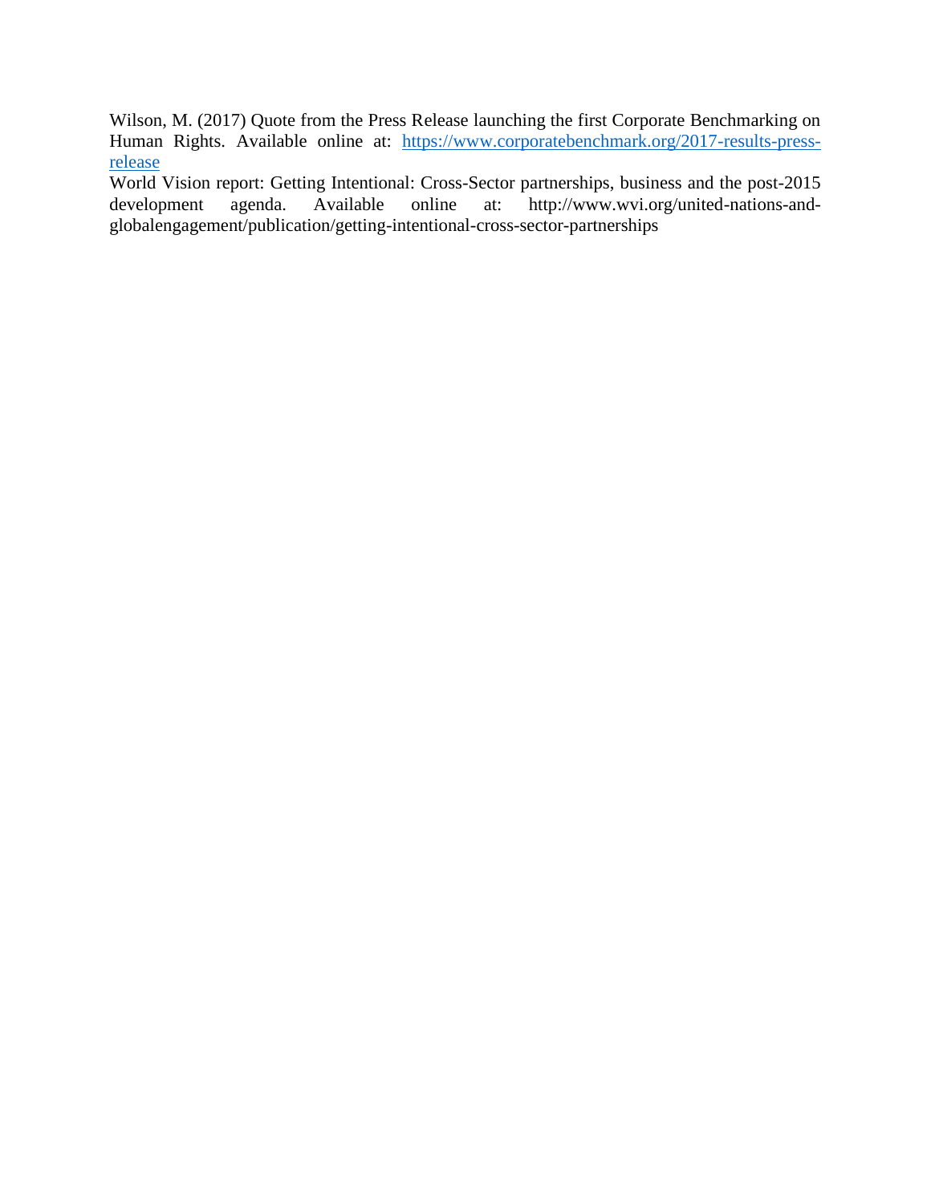Wilson, M. (2017) Quote from the Press Release launching the first Corporate Benchmarking on Human Rights. Available online at: https://www.corporatebenchmark.org/2017-results-press-release

World Vision report: Getting Intentional: Cross-Sector partnerships, business and the post-2015 development agenda. Available online at: http://www.wvi.org/united-nations-and-globalengagement/publication/getting-intentional-cross-sector-partnerships